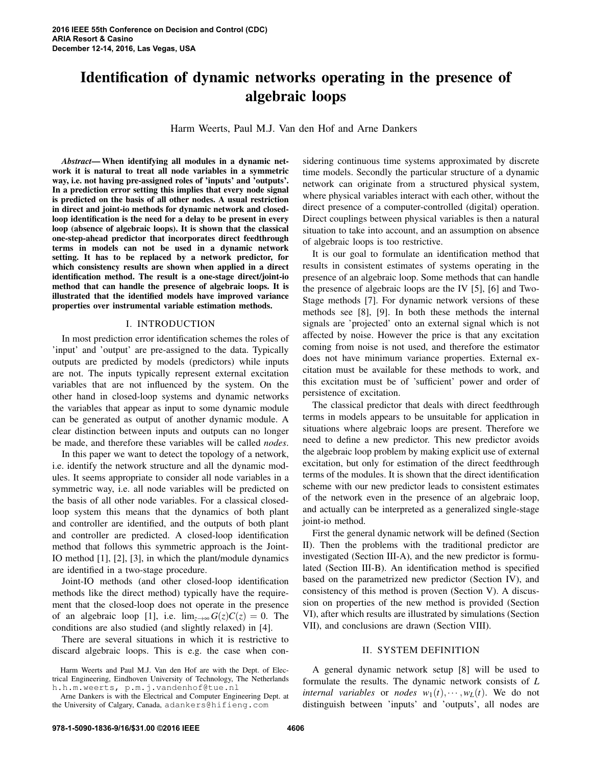# Identification of dynamic networks operating in the presence of algebraic loops

Harm Weerts, Paul M.J. Van den Hof and Arne Dankers

***Abstract*— When identifying all modules in a dynamic network it is natural to treat all node variables in a symmetric way, i.e. not having pre-assigned roles of 'inputs' and 'outputs'. In a prediction error setting this implies that every node signal is predicted on the basis of all other nodes. A usual restriction in direct and joint-io methods for dynamic network and closed-loop identification is the need for a delay to be present in every loop (absence of algebraic loops). It is shown that the classical one-step-ahead predictor that incorporates direct feedthrough terms in models can not be used in a dynamic network setting. It has to be replaced by a network predictor, for which consistency results are shown when applied in a direct identification method. The result is a one-stage direct/joint-io method that can handle the presence of algebraic loops. It is illustrated that the identified models have improved variance properties over instrumental variable estimation methods.**

## I. INTRODUCTION

In most prediction error identification schemes the roles of 'input' and 'output' are pre-assigned to the data. Typically outputs are predicted by models (predictors) while inputs are not. The inputs typically represent external excitation variables that are not influenced by the system. On the other hand in closed-loop systems and dynamic networks the variables that appear as input to some dynamic module can be generated as output of another dynamic module. A clear distinction between inputs and outputs can no longer be made, and therefore these variables will be called *nodes*.

In this paper we want to detect the topology of a network, i.e. identify the network structure and all the dynamic modules. It seems appropriate to consider all node variables in a symmetric way, i.e. all node variables will be predicted on the basis of all other node variables. For a classical closed-loop system this means that the dynamics of both plant and controller are identified, and the outputs of both plant and controller are predicted. A closed-loop identification method that follows this symmetric approach is the Joint-IO method [1], [2], [3], in which the plant/module dynamics are identified in a two-stage procedure.

Joint-IO methods (and other closed-loop identification methods like the direct method) typically have the requirement that the closed-loop does not operate in the presence of an algebraic loop [1], i.e. $\lim_{z\to\infty} G(z)C(z) = 0$. The conditions are also studied (and slightly relaxed) in [4].

There are several situations in which it is restrictive to discard algebraic loops. This is e.g. the case when considering continuous time systems approximated by discrete time models. Secondly the particular structure of a dynamic network can originate from a structured physical system, where physical variables interact with each other, without the direct presence of a computer-controlled (digital) operation. Direct couplings between physical variables is then a natural situation to take into account, and an assumption on absence of algebraic loops is too restrictive.

It is our goal to formulate an identification method that results in consistent estimates of systems operating in the presence of an algebraic loop. Some methods that can handle the presence of algebraic loops are the IV [5], [6] and Two-Stage methods [7]. For dynamic network versions of these methods see [8], [9]. In both these methods the internal signals are 'projected' onto an external signal which is not affected by noise. However the price is that any excitation coming from noise is not used, and therefore the estimator does not have minimum variance properties. External excitation must be available for these methods to work, and this excitation must be of 'sufficient' power and order of persistence of excitation.

The classical predictor that deals with direct feedthrough terms in models appears to be unsuitable for application in situations where algebraic loops are present. Therefore we need to define a new predictor. This new predictor avoids the algebraic loop problem by making explicit use of external excitation, but only for estimation of the direct feedthrough terms of the modules. It is shown that the direct identification scheme with our new predictor leads to consistent estimates of the network even in the presence of an algebraic loop, and actually can be interpreted as a generalized single-stage joint-io method.

First the general dynamic network will be defined (Section II). Then the problems with the traditional predictor are investigated (Section III-A), and the new predictor is formulated (Section III-B). An identification method is specified based on the parametrized new predictor (Section IV), and consistency of this method is proven (Section V). A discussion on properties of the new method is provided (Section VI), after which results are illustrated by simulations (Section VII), and conclusions are drawn (Section VIII).

## II. SYSTEM DEFINITION

A general dynamic network setup [8] will be used to formulate the results. The dynamic network consists of $L$ *internal variables* or *nodes* $w_1(t), \cdots, w_L(t)$. We do not distinguish between 'inputs' and 'outputs', all nodes are

Harm Weerts and Paul M.J. Van den Hof are with the Dept. of Electrical Engineering, Eindhoven University of Technology, The Netherlands h.h.m.weerts, p.m.j.vandenhof@tue.nl

Arne Dankers is with the Electrical and Computer Engineering Dept. at the University of Calgary, Canada, adankers@hifieng.com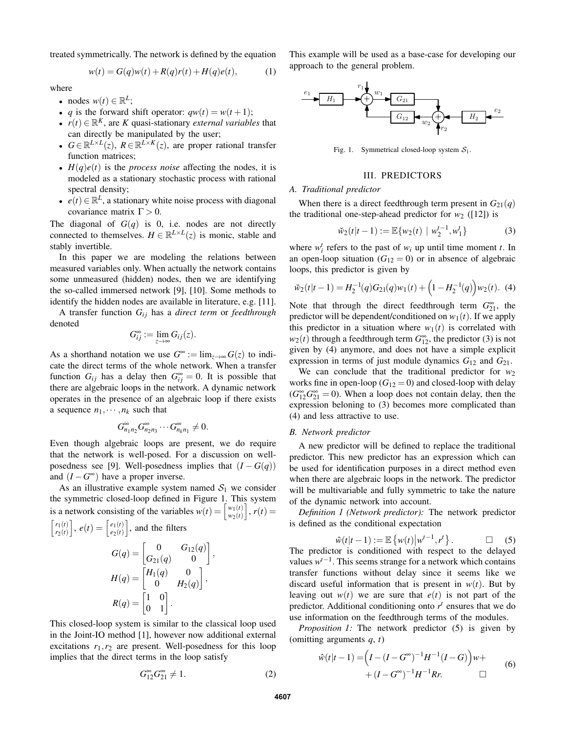treated symmetrically. The network is defined by the equation

$$w(t) = G(q)w(t) + R(q)r(t) + H(q)e(t), \tag{1}$$

where

- nodes $w(t) \in \mathbb{R}^L$;
- $q$ is the forward shift operator: $qw(t) = w(t+1)$;
- $r(t) \in \mathbb{R}^K$, are $K$ quasi-stationary *external variables* that can directly be manipulated by the user;
- $G \in \mathbb{R}^{L\times L}(z)$, $R \in \mathbb{R}^{L\times K}(z)$, are proper rational transfer function matrices;
- $H(q)e(t)$ is the *process noise* affecting the nodes, it is modeled as a stationary stochastic process with rational spectral density;
- $e(t) \in \mathbb{R}^L$, a stationary white noise process with diagonal covariance matrix $\Gamma > 0$.

The diagonal of $G(q)$ is 0, i.e. nodes are not directly connected to themselves. $H \in \mathbb{R}^{L\times L}(z)$ is monic, stable and stably invertible.

In this paper we are modeling the relations between measured variables only. When actually the network contains some unmeasured (hidden) nodes, then we are identifying the so-called immersed network [9], [10]. Some methods to identify the hidden nodes are available in literature, e.g. [11].

A transfer function $G_{ij}$ has a *direct term* or *feedthrough* denoted

$$G^\infty_{ij} := \lim_{z\to\infty} G_{ij}(z).$$

As a shorthand notation we use $G^\infty := \lim_{z\to\infty} G(z)$ to indicate the direct terms of the whole network. When a transfer function $G_{ij}$ has a delay then $G^\infty_{ij} = 0$. It is possible that there are algebraic loops in the network. A dynamic network operates in the presence of an algebraic loop if there exists a sequence $n_1, \cdots, n_k$ such that

$$G^\infty_{n_1 n_2} G^\infty_{n_2 n_3} \cdots G^\infty_{n_k n_1} \neq 0.$$

Even though algebraic loops are present, we do require that the network is well-posed. For a discussion on well-posedness see [9]. Well-posedness implies that $(I - G(q))$ and $(I - G^\infty)$ have a proper inverse.

As an illustrative example system named $\mathcal{S}_1$ we consider the symmetric closed-loop defined in Figure 1. This system is a network consisting of the variables $w(t) = \begin{bmatrix} w_1(t) \\ w_2(t) \end{bmatrix}$, $r(t) = \begin{bmatrix} r_1(t) \\ r_2(t) \end{bmatrix}$, $e(t) = \begin{bmatrix} e_1(t) \\ e_2(t) \end{bmatrix}$, and the filters

$$G(q) = \begin{bmatrix} 0 & G_{12}(q) \\ G_{21}(q) & 0 \end{bmatrix},$$
$$H(q) = \begin{bmatrix} H_1(q) & 0 \\ 0 & H_2(q) \end{bmatrix},$$
$$R(q) = \begin{bmatrix} 1 & 0 \\ 0 & 1 \end{bmatrix}.$$

This closed-loop system is similar to the classical loop used in the Joint-IO method [1], however now additional external excitations $r_1, r_2$ are present. Well-posedness for this loop implies that the direct terms in the loop satisfy

$$G^\infty_{12} G^\infty_{21} \neq 1. \tag{2}$$

This example will be used as a base-case for developing our approach to the general problem.

Fig. 1. Symmetrical closed-loop system $\mathcal{S}_1$.

## III. PREDICTORS

### A. Traditional predictor

When there is a direct feedthrough term present in $G_{21}(q)$ the traditional one-step-ahead predictor for $w_2$ ([12]) is

$$\check{w}_2(t|t-1) := \mathbb{E}\{w_2(t) \mid w_2^{t-1}, w_1^t\} \tag{3}$$

where $w_i^t$ refers to the past of $w_i$ up until time moment $t$. In an open-loop situation ($G_{12} = 0$) or in absence of algebraic loops, this predictor is given by

$$\check{w}_2(t|t-1) = H_2^{-1}(q)G_{21}(q)w_1(t) + \Big(1 - H_2^{-1}(q)\Big)w_2(t). \tag{4}$$

Note that through the direct feedthrough term $G^\infty_{21}$, the predictor will be dependent/conditioned on $w_1(t)$. If we apply this predictor in a situation where $w_1(t)$ is correlated with $w_2(t)$ through a feedthrough term $G^\infty_{12}$, the predictor (3) is not given by (4) anymore, and does not have a simple explicit expression in terms of just module dynamics $G_{12}$ and $G_{21}$.

We can conclude that the traditional predictor for $w_2$ works fine in open-loop ($G_{12} = 0$) and closed-loop with delay ($G^\infty_{12} G^\infty_{21} = 0$). When a loop does not contain delay, then the expression belonging to (3) becomes more complicated than (4) and less attractive to use.

### B. Network predictor

A new predictor will be defined to replace the traditional predictor. This new predictor has an expression which can be used for identification purposes in a direct method even when there are algebraic loops in the network. The predictor will be multivariable and fully symmetric to take the nature of the dynamic network into account.

*Definition 1 (Network predictor):* The network predictor is defined as the conditional expectation

$$\hat{w}(t|t-1) := \mathbb{E}\left\{w(t) \middle| w^{t-1}, r^t\right\}. \qquad \square \tag{5}$$

The predictor is conditioned with respect to the delayed values $w^{t-1}$. This seems strange for a network which contains transfer functions without delay since it seems like we discard useful information that is present in $w(t)$. But by leaving out $w(t)$ we are sure that $e(t)$ is not part of the predictor. Additional conditioning onto $r^t$ ensures that we do use information on the feedthrough terms of the modules.

*Proposition 1:* The network predictor (5) is given by (omitting arguments $q$, $t$)

$$\begin{aligned} \hat{w}(t|t-1) = &\Big(I - (I-G^\infty)^{-1} H^{-1}(I-G)\Big)w + \\ &+ (I-G^\infty)^{-1} H^{-1} R r. \qquad \square \end{aligned} \tag{6}$$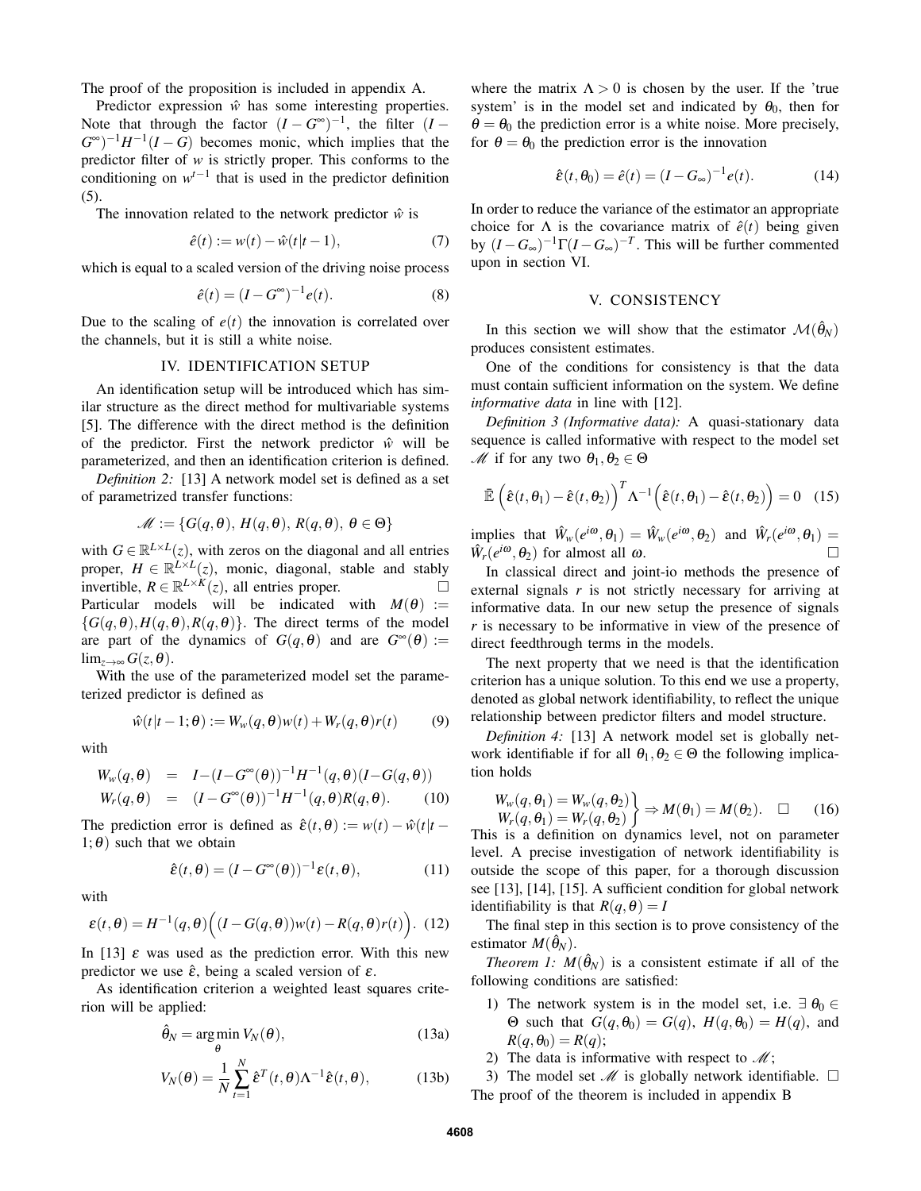The proof of the proposition is included in appendix A.

Predictor expression $\hat{w}$ has some interesting properties. Note that through the factor $(I-G^{\infty})^{-1}$, the filter $(I-G^{\infty})^{-1}H^{-1}(I-G)$ becomes monic, which implies that the predictor filter of $w$ is strictly proper. This conforms to the conditioning on $w^{t-1}$ that is used in the predictor definition (5).

The innovation related to the network predictor $\hat{w}$ is

$$\hat{e}(t) := w(t) - \hat{w}(t|t-1), \tag{7}$$

which is equal to a scaled version of the driving noise process

$$\hat{e}(t) = (I-G^{\infty})^{-1}e(t). \tag{8}$$

Due to the scaling of $e(t)$ the innovation is correlated over the channels, but it is still a white noise.

## IV. IDENTIFICATION SETUP

An identification setup will be introduced which has similar structure as the direct method for multivariable systems [5]. The difference with the direct method is the definition of the predictor. First the network predictor $\hat{w}$ will be parameterized, and then an identification criterion is defined.

*Definition 2:* [13] A network model set is defined as a set of parametrized transfer functions:

$$\mathscr{M} := \{G(q,\theta),\, H(q,\theta),\, R(q,\theta),\, \theta \in \Theta\}$$

with $G \in \mathbb{R}^{L\times L}(z)$, with zeros on the diagonal and all entries proper, $H \in \mathbb{R}^{L\times L}(z)$, monic, diagonal, stable and stably invertible, $R \in \mathbb{R}^{L\times K}(z)$, all entries proper. □

Particular models will be indicated with $M(\theta) := \{G(q,\theta), H(q,\theta), R(q,\theta)\}$. The direct terms of the model are part of the dynamics of $G(q,\theta)$ and are $G^{\infty}(\theta) := \lim_{z\to\infty} G(z,\theta)$.

With the use of the parameterized model set the parameterized predictor is defined as

$$\hat{w}(t|t-1;\theta) := W_w(q,\theta)w(t) + W_r(q,\theta)r(t) \tag{9}$$

with

$$\begin{aligned} W_w(q,\theta) &= I - (I-G^{\infty}(\theta))^{-1}H^{-1}(q,\theta)(I-G(q,\theta)) \\ W_r(q,\theta) &= (I-G^{\infty}(\theta))^{-1}H^{-1}(q,\theta)R(q,\theta). \end{aligned} \tag{10}$$

The prediction error is defined as $\hat{\varepsilon}(t,\theta) := w(t) - \hat{w}(t|t-1;\theta)$ such that we obtain

$$\hat{\varepsilon}(t,\theta) = (I-G^{\infty}(\theta))^{-1}\varepsilon(t,\theta), \tag{11}$$

with

$$\varepsilon(t,\theta) = H^{-1}(q,\theta)\Big((I-G(q,\theta))w(t) - R(q,\theta)r(t)\Big). \tag{12}$$

In [13] $\varepsilon$ was used as the prediction error. With this new predictor we use $\hat{\varepsilon}$, being a scaled version of $\varepsilon$.

As identification criterion a weighted least squares criterion will be applied:

$$\hat{\theta}_N = \arg\min_{\theta} V_N(\theta), \tag{13a}$$

$$V_N(\theta) = \frac{1}{N}\sum_{t=1}^{N} \hat{\varepsilon}^T(t,\theta)\Lambda^{-1}\hat{\varepsilon}(t,\theta), \tag{13b}$$

where the matrix $\Lambda > 0$ is chosen by the user. If the 'true system' is in the model set and indicated by $\theta_0$, then for $\theta = \theta_0$ the prediction error is a white noise. More precisely, for $\theta = \theta_0$ the prediction error is the innovation

$$\hat{\varepsilon}(t,\theta_0) = \hat{e}(t) = (I-G_{\infty})^{-1}e(t). \tag{14}$$

In order to reduce the variance of the estimator an appropriate choice for $\Lambda$ is the covariance matrix of $\hat{e}(t)$ being given by $(I-G_{\infty})^{-1}\Gamma(I-G_{\infty})^{-T}$. This will be further commented upon in section VI.

## V. CONSISTENCY

In this section we will show that the estimator $\mathcal{M}(\hat{\theta}_N)$ produces consistent estimates.

One of the conditions for consistency is that the data must contain sufficient information on the system. We define *informative data* in line with [12].

*Definition 3 (Informative data):* A quasi-stationary data sequence is called informative with respect to the model set $\mathscr{M}$ if for any two $\theta_1, \theta_2 \in \Theta$

$$\bar{\mathbb{E}}\left(\hat{\varepsilon}(t,\theta_1) - \hat{\varepsilon}(t,\theta_2)\right)^T \Lambda^{-1}\left(\hat{\varepsilon}(t,\theta_1) - \hat{\varepsilon}(t,\theta_2)\right) = 0 \tag{15}$$

implies that $\hat{W}_w(e^{i\omega},\theta_1) = \hat{W}_w(e^{i\omega},\theta_2)$ and $\hat{W}_r(e^{i\omega},\theta_1) = \hat{W}_r(e^{i\omega},\theta_2)$ for almost all $\omega$. □

In classical direct and joint-io methods the presence of external signals $r$ is not strictly necessary for arriving at informative data. In our new setup the presence of signals $r$ is necessary to be informative in view of the presence of direct feedthrough terms in the models.

The next property that we need is that the identification criterion has a unique solution. To this end we use a property, denoted as global network identifiability, to reflect the unique relationship between predictor filters and model structure.

*Definition 4:* [13] A network model set is globally network identifiable if for all $\theta_1, \theta_2 \in \Theta$ the following implication holds

$$\left.\begin{aligned} W_w(q,\theta_1) = W_w(q,\theta_2) \\ W_r(q,\theta_1) = W_r(q,\theta_2) \end{aligned}\right\} \Rightarrow M(\theta_1) = M(\theta_2). \quad \square \tag{16}$$

This is a definition on dynamics level, not on parameter level. A precise investigation of network identifiability is outside the scope of this paper, for a thorough discussion see [13], [14], [15]. A sufficient condition for global network identifiability is that $R(q,\theta) = I$

The final step in this section is to prove consistency of the estimator $M(\hat{\theta}_N)$.

*Theorem 1:* $M(\hat{\theta}_N)$ is a consistent estimate if all of the following conditions are satisfied:

1) The network system is in the model set, i.e. $\exists\, \theta_0 \in \Theta$ such that $G(q,\theta_0) = G(q)$, $H(q,\theta_0) = H(q)$, and $R(q,\theta_0) = R(q)$;
2) The data is informative with respect to $\mathscr{M}$;
3) The model set $\mathscr{M}$ is globally network identifiable. □

The proof of the theorem is included in appendix B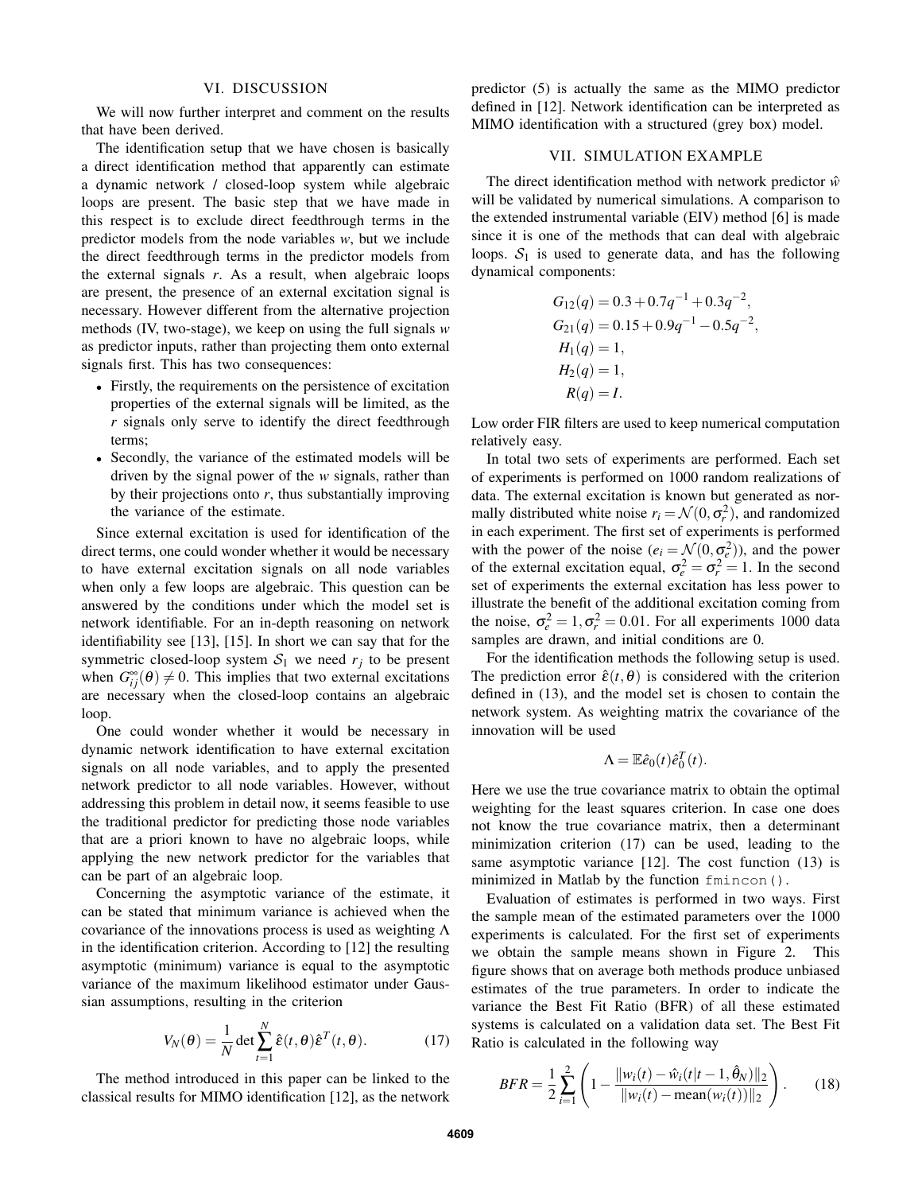## VI. DISCUSSION

We will now further interpret and comment on the results that have been derived.

The identification setup that we have chosen is basically a direct identification method that apparently can estimate a dynamic network / closed-loop system while algebraic loops are present. The basic step that we have made in this respect is to exclude direct feedthrough terms in the predictor models from the node variables $w$, but we include the direct feedthrough terms in the predictor models from the external signals $r$. As a result, when algebraic loops are present, the presence of an external excitation signal is necessary. However different from the alternative projection methods (IV, two-stage), we keep on using the full signals $w$ as predictor inputs, rather than projecting them onto external signals first. This has two consequences:

- Firstly, the requirements on the persistence of excitation properties of the external signals will be limited, as the $r$ signals only serve to identify the direct feedthrough terms;
- Secondly, the variance of the estimated models will be driven by the signal power of the $w$ signals, rather than by their projections onto $r$, thus substantially improving the variance of the estimate.

Since external excitation is used for identification of the direct terms, one could wonder whether it would be necessary to have external excitation signals on all node variables when only a few loops are algebraic. This question can be answered by the conditions under which the model set is network identifiable. For an in-depth reasoning on network identifiability see [13], [15]. In short we can say that for the symmetric closed-loop system $\mathcal{S}_1$ we need $r_j$ to be present when $G_{ij}^{\infty}(\theta) \neq 0$. This implies that two external excitations are necessary when the closed-loop contains an algebraic loop.

One could wonder whether it would be necessary in dynamic network identification to have external excitation signals on all node variables, and to apply the presented network predictor to all node variables. However, without addressing this problem in detail now, it seems feasible to use the traditional predictor for predicting those node variables that are a priori known to have no algebraic loops, while applying the new network predictor for the variables that can be part of an algebraic loop.

Concerning the asymptotic variance of the estimate, it can be stated that minimum variance is achieved when the covariance of the innovations process is used as weighting $\Lambda$ in the identification criterion. According to [12] the resulting asymptotic (minimum) variance is equal to the asymptotic variance of the maximum likelihood estimator under Gaussian assumptions, resulting in the criterion

$$V_N(\theta) = \frac{1}{N} \det \sum_{t=1}^{N} \hat{\varepsilon}(t,\theta)\hat{\varepsilon}^T(t,\theta). \qquad (17)$$

The method introduced in this paper can be linked to the classical results for MIMO identification [12], as the network predictor (5) is actually the same as the MIMO predictor defined in [12]. Network identification can be interpreted as MIMO identification with a structured (grey box) model.

## VII. SIMULATION EXAMPLE

The direct identification method with network predictor $\hat{w}$ will be validated by numerical simulations. A comparison to the extended instrumental variable (EIV) method [6] is made since it is one of the methods that can deal with algebraic loops. $\mathcal{S}_1$ is used to generate data, and has the following dynamical components:

$$\begin{aligned}
G_{12}(q) &= 0.3 + 0.7q^{-1} + 0.3q^{-2}, \\
G_{21}(q) &= 0.15 + 0.9q^{-1} - 0.5q^{-2}, \\
H_1(q) &= 1, \\
H_2(q) &= 1, \\
R(q) &= I.
\end{aligned}$$

Low order FIR filters are used to keep numerical computation relatively easy.

In total two sets of experiments are performed. Each set of experiments is performed on 1000 random realizations of data. The external excitation is known but generated as normally distributed white noise $r_i = \mathcal{N}(0, \sigma_r^2)$, and randomized in each experiment. The first set of experiments is performed with the power of the noise ($e_i = \mathcal{N}(0, \sigma_e^2)$), and the power of the external excitation equal, $\sigma_e^2 = \sigma_r^2 = 1$. In the second set of experiments the external excitation has less power to illustrate the benefit of the additional excitation coming from the noise, $\sigma_e^2 = 1, \sigma_r^2 = 0.01$. For all experiments 1000 data samples are drawn, and initial conditions are 0.

For the identification methods the following setup is used. The prediction error $\hat{\varepsilon}(t,\theta)$ is considered with the criterion defined in (13), and the model set is chosen to contain the network system. As weighting matrix the covariance of the innovation will be used

$$\Lambda = \mathbb{E}\hat{e}_0(t)\hat{e}_0^T(t).$$

Here we use the true covariance matrix to obtain the optimal weighting for the least squares criterion. In case one does not know the true covariance matrix, then a determinant minimization criterion (17) can be used, leading to the same asymptotic variance [12]. The cost function (13) is minimized in Matlab by the function `fmincon()`.

Evaluation of estimates is performed in two ways. First the sample mean of the estimated parameters over the 1000 experiments is calculated. For the first set of experiments we obtain the sample means shown in Figure 2. This figure shows that on average both methods produce unbiased estimates of the true parameters. In order to indicate the variance the Best Fit Ratio (BFR) of all these estimated systems is calculated on a validation data set. The Best Fit Ratio is calculated in the following way

$$BFR = \frac{1}{2}\sum_{i=1}^{2}\left(1 - \frac{\|w_i(t) - \hat{w}_i(t|t-1,\hat{\theta}_N)\|_2}{\|w_i(t) - \text{mean}(w_i(t))\|_2}\right). \qquad (18)$$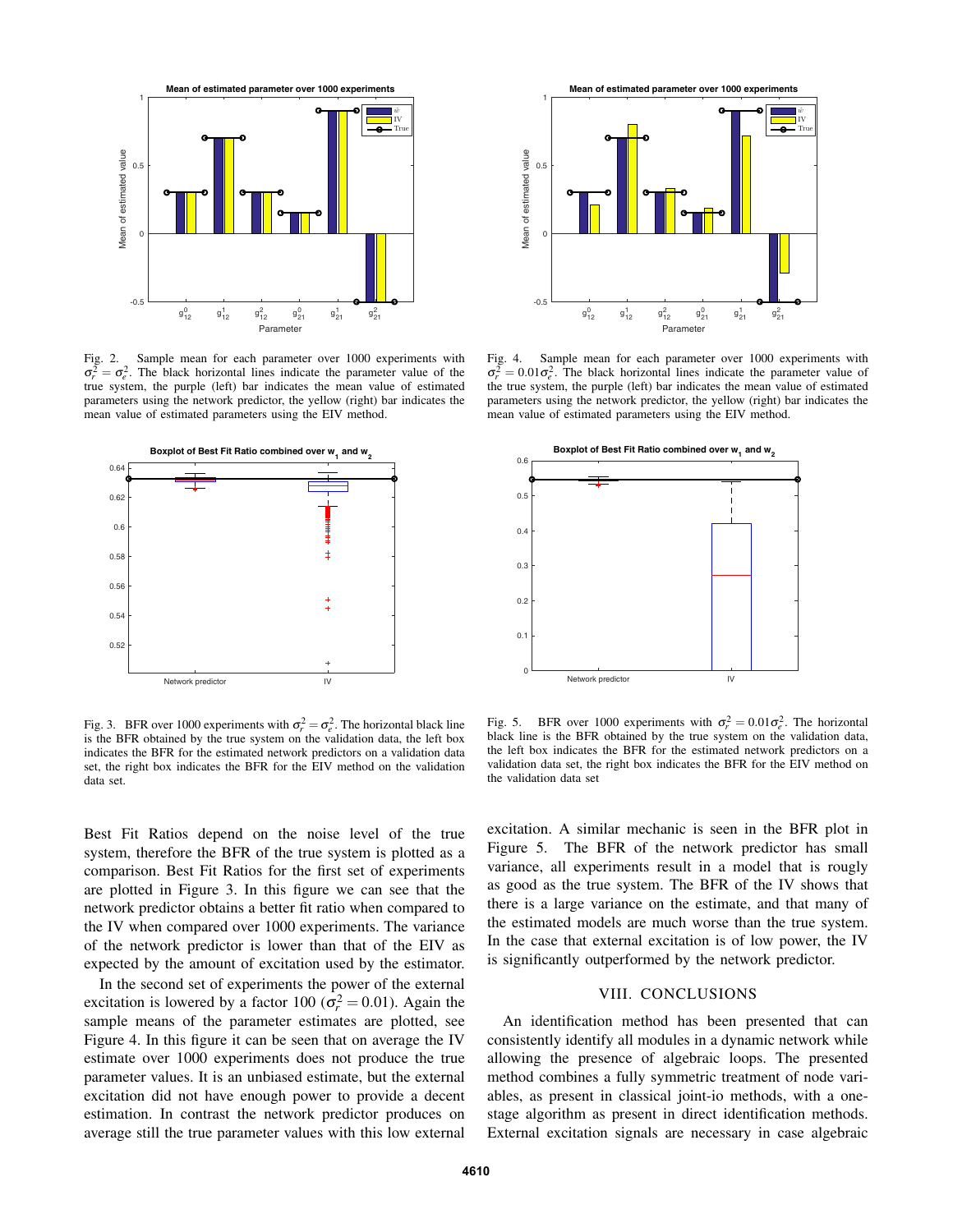Fig. 2. Sample mean for each parameter over 1000 experiments with $\sigma_r^2 = \sigma_e^2$. The black horizontal lines indicate the parameter value of the true system, the purple (left) bar indicates the mean value of estimated parameters using the network predictor, the yellow (right) bar indicates the mean value of estimated parameters using the EIV method.

Fig. 3. BFR over 1000 experiments with $\sigma_r^2 = \sigma_e^2$. The horizontal black line is the BFR obtained by the true system on the validation data, the left box indicates the BFR for the estimated network predictors on a validation data set, the right box indicates the BFR for the EIV method on the validation data set.

Fig. 4. Sample mean for each parameter over 1000 experiments with $\sigma_r^2 = 0.01\sigma_e^2$. The black horizontal lines indicate the parameter value of the true system, the purple (left) bar indicates the mean value of estimated parameters using the network predictor, the yellow (right) bar indicates the mean value of estimated parameters using the EIV method.

Fig. 5. BFR over 1000 experiments with $\sigma_r^2 = 0.01\sigma_e^2$. The horizontal black line is the BFR obtained by the true system on the validation data, the left box indicates the BFR for the estimated network predictors on a validation data set, the right box indicates the BFR for the EIV method on the validation data set

Best Fit Ratios depend on the noise level of the true system, therefore the BFR of the true system is plotted as a comparison. Best Fit Ratios for the first set of experiments are plotted in Figure 3. In this figure we can see that the network predictor obtains a better fit ratio when compared to the IV when compared over 1000 experiments. The variance of the network predictor is lower than that of the EIV as expected by the amount of excitation used by the estimator.

In the second set of experiments the power of the external excitation is lowered by a factor 100 ($\sigma_r^2 = 0.01$). Again the sample means of the parameter estimates are plotted, see Figure 4. In this figure it can be seen that on average the IV estimate over 1000 experiments does not produce the true parameter values. It is an unbiased estimate, but the external excitation did not have enough power to provide a decent estimation. In contrast the network predictor produces on average still the true parameter values with this low external excitation. A similar mechanic is seen in the BFR plot in Figure 5. The BFR of the network predictor has small variance, all experiments result in a model that is rougly as good as the true system. The BFR of the IV shows that there is a large variance on the estimate, and that many of the estimated models are much worse than the true system. In the case that external excitation is of low power, the IV is significantly outperformed by the network predictor.

## VIII. CONCLUSIONS

An identification method has been presented that can consistently identify all modules in a dynamic network while allowing the presence of algebraic loops. The presented method combines a fully symmetric treatment of node variables, as present in classical joint-io methods, with a one-stage algorithm as present in direct identification methods. External excitation signals are necessary in case algebraic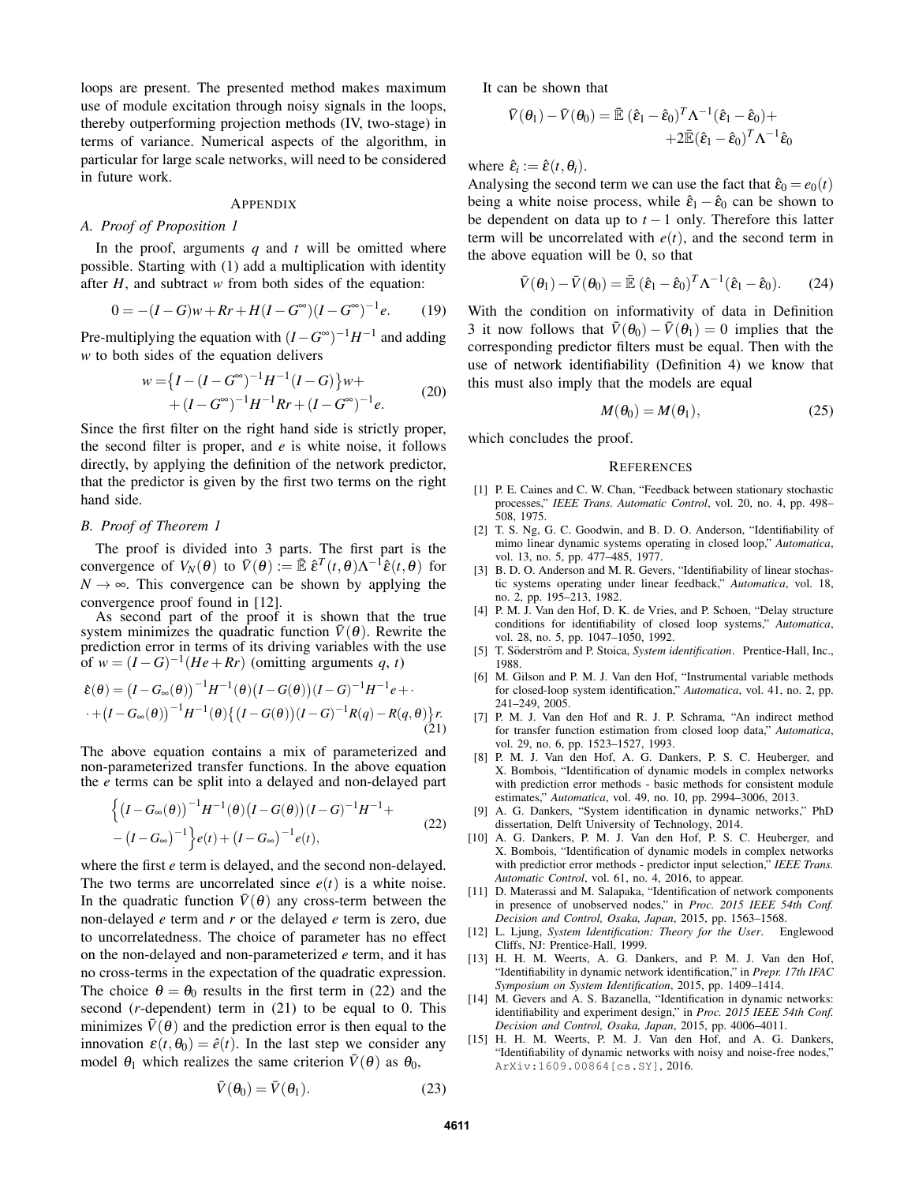loops are present. The presented method makes maximum use of module excitation through noisy signals in the loops, thereby outperforming projection methods (IV, two-stage) in terms of variance. Numerical aspects of the algorithm, in particular for large scale networks, will need to be considered in future work.

## APPENDIX

### A. Proof of Proposition 1

In the proof, arguments $q$ and $t$ will be omitted where possible. Starting with (1) add a multiplication with identity after $H$, and subtract $w$ from both sides of the equation:

$$0 = -(I-G)w + Rr + H(I-G^{\infty})(I-G^{\infty})^{-1}e. \tag{19}$$

Pre-multiplying the equation with $(I-G^{\infty})^{-1}H^{-1}$ and adding $w$ to both sides of the equation delivers

$$\begin{aligned} w =& \big\{I - (I-G^{\infty})^{-1}H^{-1}(I-G)\big\}w + \\ &+ (I-G^{\infty})^{-1}H^{-1}Rr + (I-G^{\infty})^{-1}e. \end{aligned} \tag{20}$$

Since the first filter on the right hand side is strictly proper, the second filter is proper, and $e$ is white noise, it follows directly, by applying the definition of the network predictor, that the predictor is given by the first two terms on the right hand side.

### B. Proof of Theorem 1

The proof is divided into 3 parts. The first part is the convergence of $V_N(\theta)$ to $\bar{V}(\theta) := \bar{\mathbb{E}}\, \hat{\varepsilon}^T(t,\theta)\Lambda^{-1}\hat{\varepsilon}(t,\theta)$ for $N \to \infty$. This convergence can be shown by applying the convergence proof found in [12].

As second part of the proof it is shown that the true system minimizes the quadratic function $\bar{V}(\theta)$. Rewrite the prediction error in terms of its driving variables with the use of $w = (I-G)^{-1}(He + Rr)$ (omitting arguments $q$, $t$)

$$\begin{aligned} \hat{\varepsilon}(\theta) =& \big(I - G_{\infty}(\theta)\big)^{-1}H^{-1}(\theta)\big(I-G(\theta)\big)(I-G)^{-1}H^{-1}e + \cdot \\ &\cdot + \big(I-G_{\infty}(\theta)\big)^{-1}H^{-1}(\theta)\big\{\big(I-G(\theta)\big)(I-G)^{-1}R(q) - R(q,\theta)\big\}r. \end{aligned} \tag{21}$$

The above equation contains a mix of parameterized and non-parameterized transfer functions. In the above equation the $e$ terms can be split into a delayed and non-delayed part

$$\begin{aligned} &\Big\{\big(I-G_{\infty}(\theta)\big)^{-1}H^{-1}(\theta)\big(I-G(\theta)\big)(I-G)^{-1}H^{-1} + \\ &- \big(I-G_{\infty}\big)^{-1}\Big\}e(t) + \big(I-G_{\infty}\big)^{-1}e(t), \end{aligned} \tag{22}$$

where the first $e$ term is delayed, and the second non-delayed. The two terms are uncorrelated since $e(t)$ is a white noise. In the quadratic function $\bar{V}(\theta)$ any cross-term between the non-delayed $e$ term and $r$ or the delayed $e$ term is zero, due to uncorrelatedness. The choice of parameter has no effect on the non-delayed and non-parameterized $e$ term, and it has no cross-terms in the expectation of the quadratic expression. The choice $\theta = \theta_0$ results in the first term in (22) and the second ($r$-dependent) term in (21) to be equal to 0. This minimizes $\bar{V}(\theta)$ and the prediction error is then equal to the innovation $\varepsilon(t,\theta_0) = \hat{e}(t)$. In the last step we consider any model $\theta_1$ which realizes the same criterion $\bar{V}(\theta)$ as $\theta_0$,

$$\bar{V}(\theta_0) = \bar{V}(\theta_1). \tag{23}$$

It can be shown that

$$\begin{aligned} \bar{V}(\theta_1) - \bar{V}(\theta_0) =& \bar{\mathbb{E}}\,(\hat{\varepsilon}_1 - \hat{\varepsilon}_0)^T\Lambda^{-1}(\hat{\varepsilon}_1 - \hat{\varepsilon}_0) + \\ &+ 2\bar{\mathbb{E}}(\hat{\varepsilon}_1 - \hat{\varepsilon}_0)^T\Lambda^{-1}\hat{\varepsilon}_0 \end{aligned}$$

where $\hat{\varepsilon}_i := \hat{\varepsilon}(t,\theta_i)$.

Analysing the second term we can use the fact that $\hat{\varepsilon}_0 = e_0(t)$ being a white noise process, while $\hat{\varepsilon}_1 - \hat{\varepsilon}_0$ can be shown to be dependent on data up to $t-1$ only. Therefore this latter term will be uncorrelated with $e(t)$, and the second term in the above equation will be 0, so that

$$\bar{V}(\theta_1) - \bar{V}(\theta_0) = \bar{\mathbb{E}}\,(\hat{\varepsilon}_1 - \hat{\varepsilon}_0)^T\Lambda^{-1}(\hat{\varepsilon}_1 - \hat{\varepsilon}_0). \tag{24}$$

With the condition on informativity of data in Definition 3 it now follows that $\bar{V}(\theta_0) - \bar{V}(\theta_1) = 0$ implies that the corresponding predictor filters must be equal. Then with the use of network identifiability (Definition 4) we know that this must also imply that the models are equal

$$M(\theta_0) = M(\theta_1), \tag{25}$$

which concludes the proof.

## REFERENCES

[1] P. E. Caines and C. W. Chan, "Feedback between stationary stochastic processes," *IEEE Trans. Automatic Control*, vol. 20, no. 4, pp. 498–508, 1975.

[2] T. S. Ng, G. C. Goodwin, and B. D. O. Anderson, "Identifiability of mimo linear dynamic systems operating in closed loop," *Automatica*, vol. 13, no. 5, pp. 477–485, 1977.

[3] B. D. O. Anderson and M. R. Gevers, "Identifiability of linear stochastic systems operating under linear feedback," *Automatica*, vol. 18, no. 2, pp. 195–213, 1982.

[4] P. M. J. Van den Hof, D. K. de Vries, and P. Schoen, "Delay structure conditions for identifiability of closed loop systems," *Automatica*, vol. 28, no. 5, pp. 1047–1050, 1992.

[5] T. Söderström and P. Stoica, *System identification*. Prentice-Hall, Inc., 1988.

[6] M. Gilson and P. M. J. Van den Hof, "Instrumental variable methods for closed-loop system identification," *Automatica*, vol. 41, no. 2, pp. 241–249, 2005.

[7] P. M. J. Van den Hof and R. J. P. Schrama, "An indirect method for transfer function estimation from closed loop data," *Automatica*, vol. 29, no. 6, pp. 1523–1527, 1993.

[8] P. M. J. Van den Hof, A. G. Dankers, P. S. C. Heuberger, and X. Bombois, "Identification of dynamic models in complex networks with prediction error methods - basic methods for consistent module estimates," *Automatica*, vol. 49, no. 10, pp. 2994–3006, 2013.

[9] A. G. Dankers, "System identification in dynamic networks," PhD dissertation, Delft University of Technology, 2014.

[10] A. G. Dankers, P. M. J. Van den Hof, P. S. C. Heuberger, and X. Bombois, "Identification of dynamic models in complex networks with predictior error methods - predictor input selection," *IEEE Trans. Automatic Control*, vol. 61, no. 4, 2016, to appear.

[11] D. Materassi and M. Salapaka, "Identification of network components in presence of unobserved nodes," in *Proc. 2015 IEEE 54th Conf. Decision and Control, Osaka, Japan*, 2015, pp. 1563–1568.

[12] L. Ljung, *System Identification: Theory for the User*. Englewood Cliffs, NJ: Prentice-Hall, 1999.

[13] H. H. M. Weerts, A. G. Dankers, and P. M. J. Van den Hof, "Identifiability in dynamic network identification," in *Prepr. 17th IFAC Symposium on System Identification*, 2015, pp. 1409–1414.

[14] M. Gevers and A. S. Bazanella, "Identification in dynamic networks: identifiability and experiment design," in *Proc. 2015 IEEE 54th Conf. Decision and Control, Osaka, Japan*, 2015, pp. 4006–4011.

[15] H. H. M. Weerts, P. M. J. Van den Hof, and A. G. Dankers, "Identifiability of dynamic networks with noisy and noise-free nodes," ArXiv:1609.00864[cs.SY], 2016.